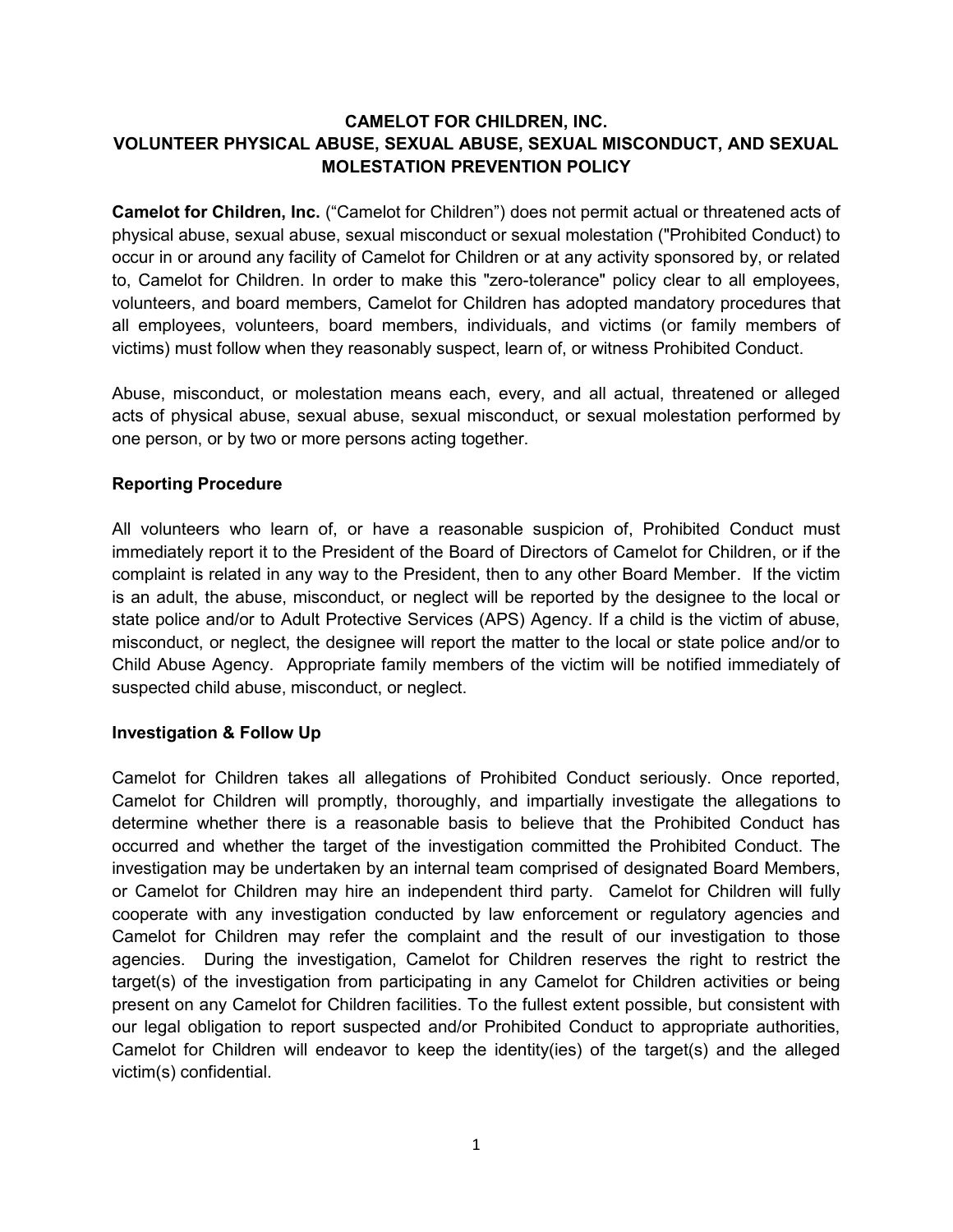# CAMELOT FOR CHILDREN, INC.
# VOLUNTEER PHYSICAL ABUSE, SEXUAL ABUSE, SEXUAL MISCONDUCT, AND SEXUAL MOLESTATION PREVENTION POLICY

**Camelot for Children, Inc.** ("Camelot for Children") does not permit actual or threatened acts of physical abuse, sexual abuse, sexual misconduct or sexual molestation ("Prohibited Conduct) to occur in or around any facility of Camelot for Children or at any activity sponsored by, or related to, Camelot for Children. In order to make this "zero-tolerance" policy clear to all employees, volunteers, and board members, Camelot for Children has adopted mandatory procedures that all employees, volunteers, board members, individuals, and victims (or family members of victims) must follow when they reasonably suspect, learn of, or witness Prohibited Conduct.

Abuse, misconduct, or molestation means each, every, and all actual, threatened or alleged acts of physical abuse, sexual abuse, sexual misconduct, or sexual molestation performed by one person, or by two or more persons acting together.

## Reporting Procedure

All volunteers who learn of, or have a reasonable suspicion of, Prohibited Conduct must immediately report it to the President of the Board of Directors of Camelot for Children, or if the complaint is related in any way to the President, then to any other Board Member. If the victim is an adult, the abuse, misconduct, or neglect will be reported by the designee to the local or state police and/or to Adult Protective Services (APS) Agency. If a child is the victim of abuse, misconduct, or neglect, the designee will report the matter to the local or state police and/or to Child Abuse Agency. Appropriate family members of the victim will be notified immediately of suspected child abuse, misconduct, or neglect.

## Investigation & Follow Up

Camelot for Children takes all allegations of Prohibited Conduct seriously. Once reported, Camelot for Children will promptly, thoroughly, and impartially investigate the allegations to determine whether there is a reasonable basis to believe that the Prohibited Conduct has occurred and whether the target of the investigation committed the Prohibited Conduct. The investigation may be undertaken by an internal team comprised of designated Board Members, or Camelot for Children may hire an independent third party. Camelot for Children will fully cooperate with any investigation conducted by law enforcement or regulatory agencies and Camelot for Children may refer the complaint and the result of our investigation to those agencies. During the investigation, Camelot for Children reserves the right to restrict the target(s) of the investigation from participating in any Camelot for Children activities or being present on any Camelot for Children facilities. To the fullest extent possible, but consistent with our legal obligation to report suspected and/or Prohibited Conduct to appropriate authorities, Camelot for Children will endeavor to keep the identity(ies) of the target(s) and the alleged victim(s) confidential.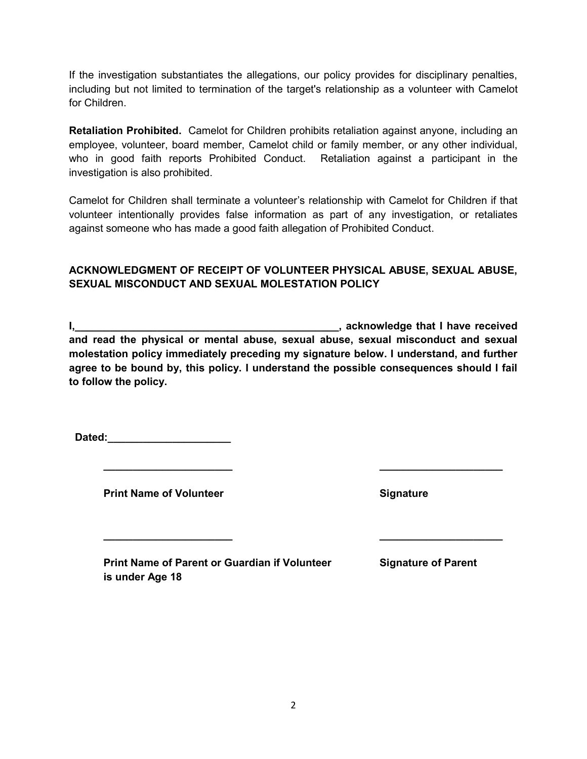If the investigation substantiates the allegations, our policy provides for disciplinary penalties, including but not limited to termination of the target's relationship as a volunteer with Camelot for Children.

**Retaliation Prohibited.** Camelot for Children prohibits retaliation against anyone, including an employee, volunteer, board member, Camelot child or family member, or any other individual, who in good faith reports Prohibited Conduct. Retaliation against a participant in the investigation is also prohibited.

Camelot for Children shall terminate a volunteer's relationship with Camelot for Children if that volunteer intentionally provides false information as part of any investigation, or retaliates against someone who has made a good faith allegation of Prohibited Conduct.

**ACKNOWLEDGMENT OF RECEIPT OF VOLUNTEER PHYSICAL ABUSE, SEXUAL ABUSE, SEXUAL MISCONDUCT AND SEXUAL MOLESTATION POLICY**

**I,_______________________________________________, acknowledge that I have received and read the physical or mental abuse, sexual abuse, sexual misconduct and sexual molestation policy immediately preceding my signature below. I understand, and further agree to be bound by, this policy. I understand the possible consequences should I fail to follow the policy.**

**Dated:_____________________**

| | |
|---|---|
| **______________________** | **_____________________** |
| **Print Name of Volunteer** | **Signature** |
| **______________________** | **_____________________** |
| **Print Name of Parent or Guardian if Volunteer is under Age 18** | **Signature of Parent** |